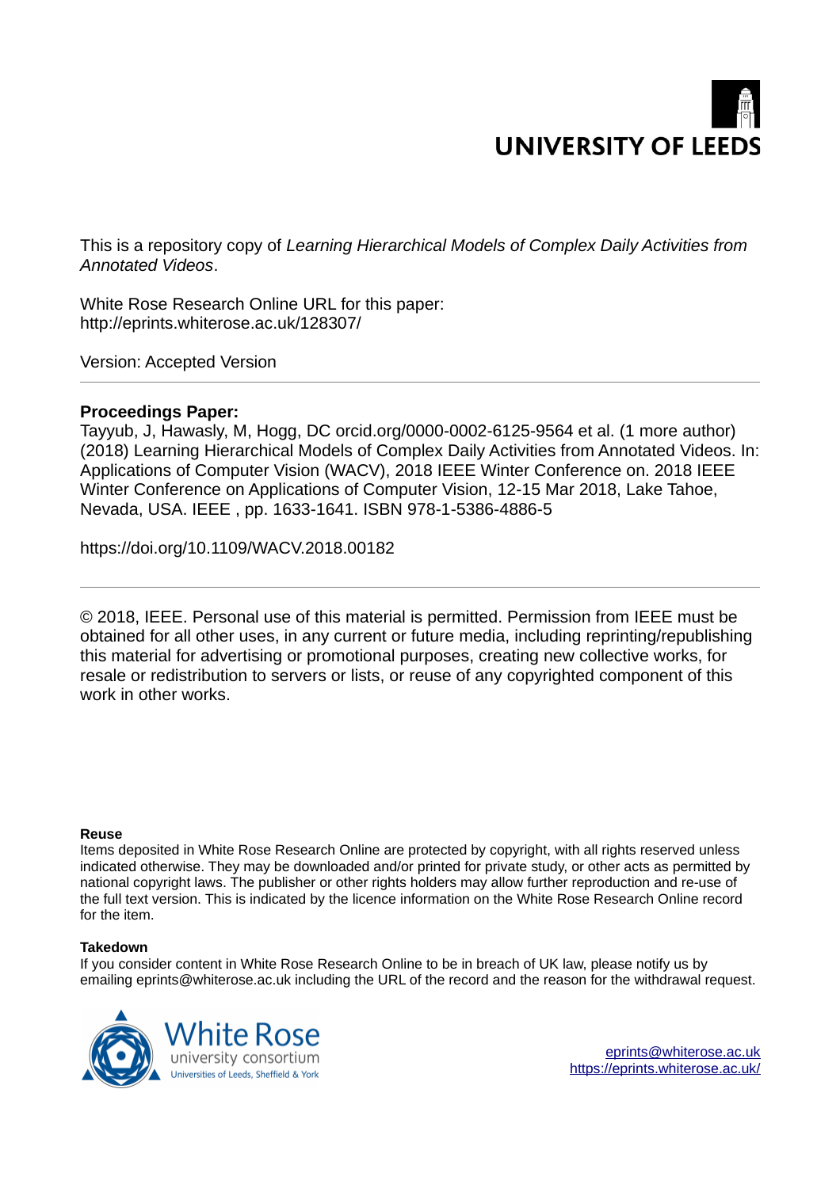UNIVERSITY OF LEEDS

This is a repository copy of *Learning Hierarchical Models of Complex Daily Activities from Annotated Videos*.

White Rose Research Online URL for this paper:
http://eprints.whiterose.ac.uk/128307/

Version: Accepted Version

---

**Proceedings Paper:**

Tayyub, J, Hawasly, M, Hogg, DC orcid.org/0000-0002-6125-9564 et al. (1 more author) (2018) Learning Hierarchical Models of Complex Daily Activities from Annotated Videos. In: Applications of Computer Vision (WACV), 2018 IEEE Winter Conference on. 2018 IEEE Winter Conference on Applications of Computer Vision, 12-15 Mar 2018, Lake Tahoe, Nevada, USA. IEEE , pp. 1633-1641. ISBN 978-1-5386-4886-5

https://doi.org/10.1109/WACV.2018.00182

---

© 2018, IEEE. Personal use of this material is permitted. Permission from IEEE must be obtained for all other uses, in any current or future media, including reprinting/republishing this material for advertising or promotional purposes, creating new collective works, for resale or redistribution to servers or lists, or reuse of any copyrighted component of this work in other works.

**Reuse**

Items deposited in White Rose Research Online are protected by copyright, with all rights reserved unless indicated otherwise. They may be downloaded and/or printed for private study, or other acts as permitted by national copyright laws. The publisher or other rights holders may allow further reproduction and re-use of the full text version. This is indicated by the licence information on the White Rose Research Online record for the item.

**Takedown**

If you consider content in White Rose Research Online to be in breach of UK law, please notify us by emailing eprints@whiterose.ac.uk including the URL of the record and the reason for the withdrawal request.

White Rose university consortium
Universities of Leeds, Sheffield & York

eprints@whiterose.ac.uk
https://eprints.whiterose.ac.uk/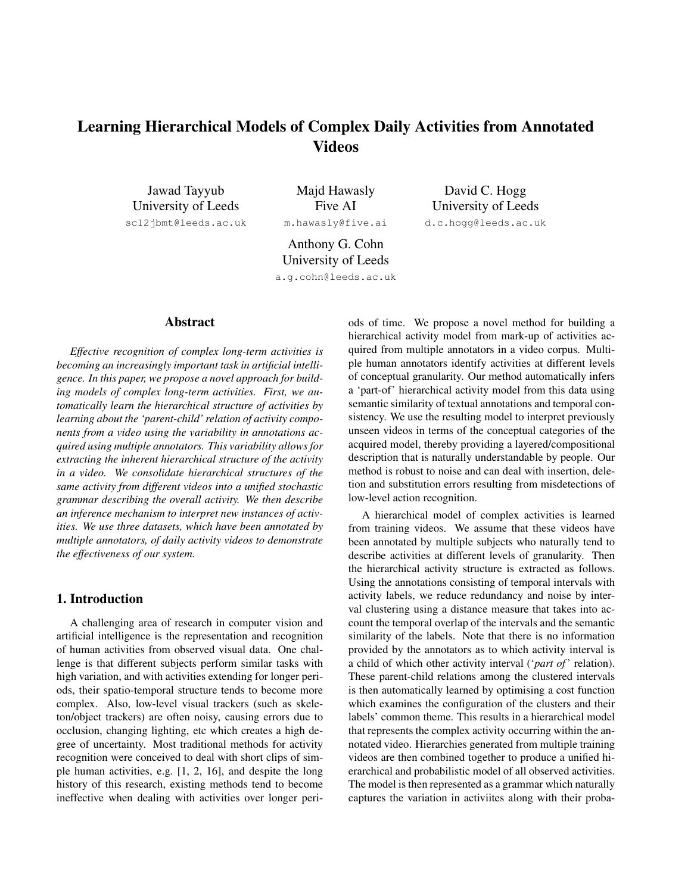# Learning Hierarchical Models of Complex Daily Activities from Annotated Videos

Jawad Tayyub
University of Leeds
scl2jbmt@leeds.ac.uk

Majd Hawasly
Five AI
m.hawasly@five.ai

David C. Hogg
University of Leeds
d.c.hogg@leeds.ac.uk

Anthony G. Cohn
University of Leeds
a.g.cohn@leeds.ac.uk

## Abstract

*Effective recognition of complex long-term activities is becoming an increasingly important task in artificial intelligence. In this paper, we propose a novel approach for building models of complex long-term activities. First, we automatically learn the hierarchical structure of activities by learning about the 'parent-child' relation of activity components from a video using the variability in annotations acquired using multiple annotators. This variability allows for extracting the inherent hierarchical structure of the activity in a video. We consolidate hierarchical structures of the same activity from different videos into a unified stochastic grammar describing the overall activity. We then describe an inference mechanism to interpret new instances of activities. We use three datasets, which have been annotated by multiple annotators, of daily activity videos to demonstrate the effectiveness of our system.*

## 1. Introduction

A challenging area of research in computer vision and artificial intelligence is the representation and recognition of human activities from observed visual data. One challenge is that different subjects perform similar tasks with high variation, and with activities extending for longer periods, their spatio-temporal structure tends to become more complex. Also, low-level visual trackers (such as skeleton/object trackers) are often noisy, causing errors due to occlusion, changing lighting, etc which creates a high degree of uncertainty. Most traditional methods for activity recognition were conceived to deal with short clips of simple human activities, e.g. [1, 2, 16], and despite the long history of this research, existing methods tend to become ineffective when dealing with activities over longer periods of time. We propose a novel method for building a hierarchical activity model from mark-up of activities acquired from multiple annotators in a video corpus. Multiple human annotators identify activities at different levels of conceptual granularity. Our method automatically infers a 'part-of' hierarchical activity model from this data using semantic similarity of textual annotations and temporal consistency. We use the resulting model to interpret previously unseen videos in terms of the conceptual categories of the acquired model, thereby providing a layered/compositional description that is naturally understandable by people. Our method is robust to noise and can deal with insertion, deletion and substitution errors resulting from misdetections of low-level action recognition.

A hierarchical model of complex activities is learned from training videos. We assume that these videos have been annotated by multiple subjects who naturally tend to describe activities at different levels of granularity. Then the hierarchical activity structure is extracted as follows. Using the annotations consisting of temporal intervals with activity labels, we reduce redundancy and noise by interval clustering using a distance measure that takes into account the temporal overlap of the intervals and the semantic similarity of the labels. Note that there is no information provided by the annotators as to which activity interval is a child of which other activity interval ('*part of*' relation). These parent-child relations among the clustered intervals is then automatically learned by optimising a cost function which examines the configuration of the clusters and their labels' common theme. This results in a hierarchical model that represents the complex activity occurring within the annotated video. Hierarchies generated from multiple training videos are then combined together to produce a unified hierarchical and probabilistic model of all observed activities. The model is then represented as a grammar which naturally captures the variation in activiites along with their proba-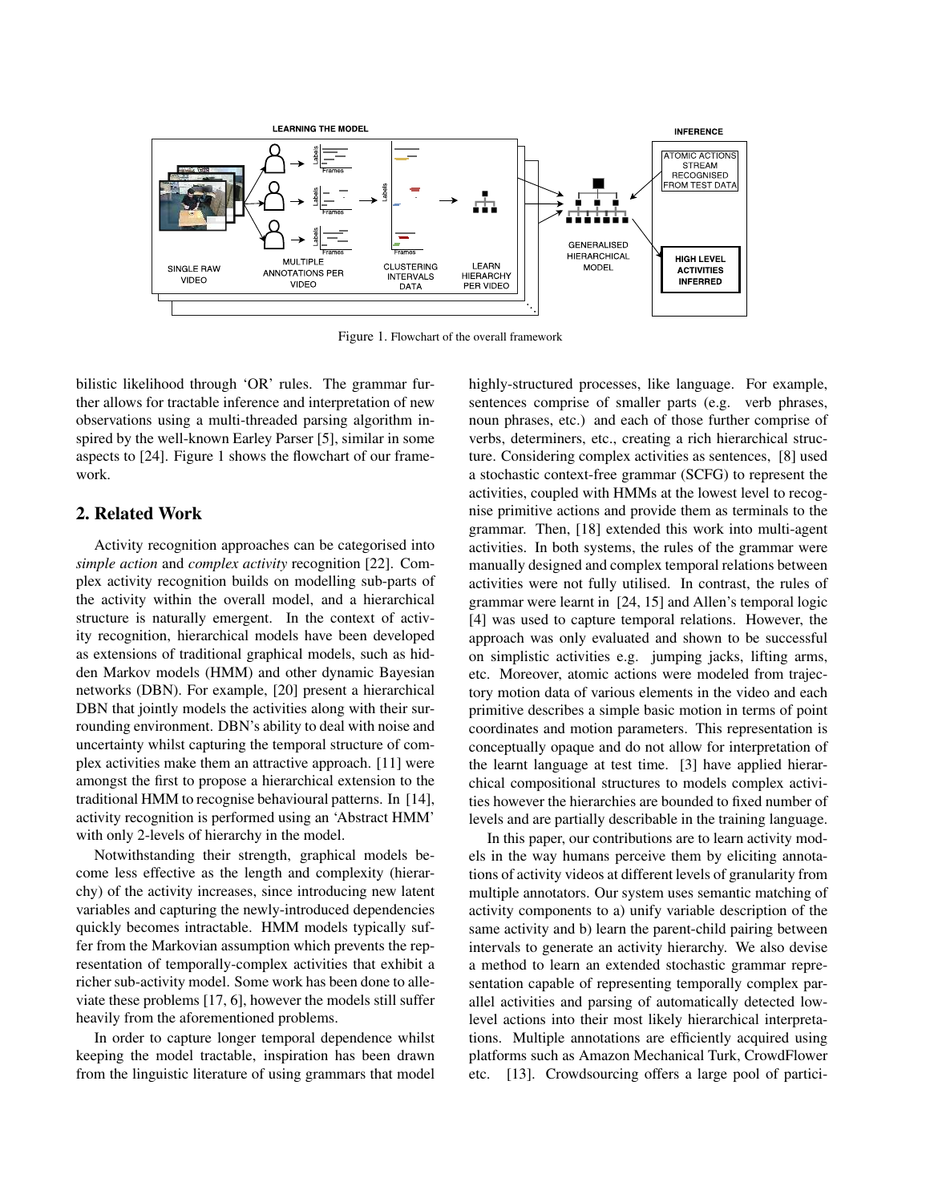Figure 1. Flowchart of the overall framework

bilistic likelihood through 'OR' rules. The grammar further allows for tractable inference and interpretation of new observations using a multi-threaded parsing algorithm inspired by the well-known Earley Parser [5], similar in some aspects to [24]. Figure 1 shows the flowchart of our framework.

## 2. Related Work

Activity recognition approaches can be categorised into *simple action* and *complex activity* recognition [22]. Complex activity recognition builds on modelling sub-parts of the activity within the overall model, and a hierarchical structure is naturally emergent. In the context of activity recognition, hierarchical models have been developed as extensions of traditional graphical models, such as hidden Markov models (HMM) and other dynamic Bayesian networks (DBN). For example, [20] present a hierarchical DBN that jointly models the activities along with their surrounding environment. DBN's ability to deal with noise and uncertainty whilst capturing the temporal structure of complex activities make them an attractive approach. [11] were amongst the first to propose a hierarchical extension to the traditional HMM to recognise behavioural patterns. In [14], activity recognition is performed using an 'Abstract HMM' with only 2-levels of hierarchy in the model.

Notwithstanding their strength, graphical models become less effective as the length and complexity (hierarchy) of the activity increases, since introducing new latent variables and capturing the newly-introduced dependencies quickly becomes intractable. HMM models typically suffer from the Markovian assumption which prevents the representation of temporally-complex activities that exhibit a richer sub-activity model. Some work has been done to alleviate these problems [17, 6], however the models still suffer heavily from the aforementioned problems.

In order to capture longer temporal dependence whilst keeping the model tractable, inspiration has been drawn from the linguistic literature of using grammars that model highly-structured processes, like language. For example, sentences comprise of smaller parts (e.g. verb phrases, noun phrases, etc.) and each of those further comprise of verbs, determiners, etc., creating a rich hierarchical structure. Considering complex activities as sentences, [8] used a stochastic context-free grammar (SCFG) to represent the activities, coupled with HMMs at the lowest level to recognise primitive actions and provide them as terminals to the grammar. Then, [18] extended this work into multi-agent activities. In both systems, the rules of the grammar were manually designed and complex temporal relations between activities were not fully utilised. In contrast, the rules of grammar were learnt in [24, 15] and Allen's temporal logic [4] was used to capture temporal relations. However, the approach was only evaluated and shown to be successful on simplistic activities e.g. jumping jacks, lifting arms, etc. Moreover, atomic actions were modeled from trajectory motion data of various elements in the video and each primitive describes a simple basic motion in terms of point coordinates and motion parameters. This representation is conceptually opaque and do not allow for interpretation of the learnt language at test time. [3] have applied hierarchical compositional structures to models complex activities however the hierarchies are bounded to fixed number of levels and are partially describable in the training language.

In this paper, our contributions are to learn activity models in the way humans perceive them by eliciting annotations of activity videos at different levels of granularity from multiple annotators. Our system uses semantic matching of activity components to a) unify variable description of the same activity and b) learn the parent-child pairing between intervals to generate an activity hierarchy. We also devise a method to learn an extended stochastic grammar representation capable of representing temporally complex parallel activities and parsing of automatically detected low-level actions into their most likely hierarchical interpretations. Multiple annotations are efficiently acquired using platforms such as Amazon Mechanical Turk, CrowdFlower etc. [13]. Crowdsourcing offers a large pool of partici-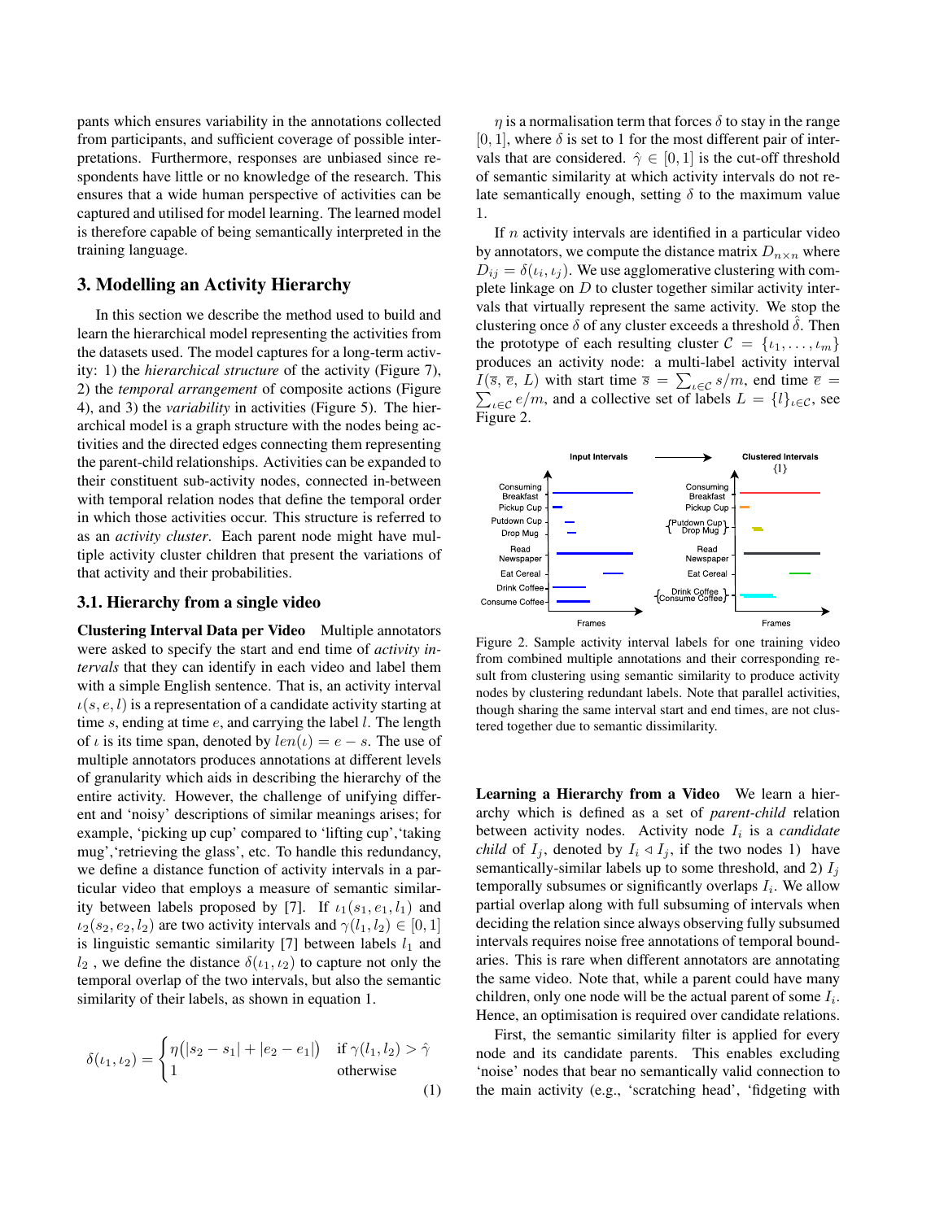pants which ensures variability in the annotations collected from participants, and sufficient coverage of possible interpretations. Furthermore, responses are unbiased since respondents have little or no knowledge of the research. This ensures that a wide human perspective of activities can be captured and utilised for model learning. The learned model is therefore capable of being semantically interpreted in the training language.

## 3. Modelling an Activity Hierarchy

In this section we describe the method used to build and learn the hierarchical model representing the activities from the datasets used. The model captures for a long-term activity: 1) the *hierarchical structure* of the activity (Figure 7), 2) the *temporal arrangement* of composite actions (Figure 4), and 3) the *variability* in activities (Figure 5). The hierarchical model is a graph structure with the nodes being activities and the directed edges connecting them representing the parent-child relationships. Activities can be expanded to their constituent sub-activity nodes, connected in-between with temporal relation nodes that define the temporal order in which those activities occur. This structure is referred to as an *activity cluster*. Each parent node might have multiple activity cluster children that present the variations of that activity and their probabilities.

### 3.1. Hierarchy from a single video

**Clustering Interval Data per Video** Multiple annotators were asked to specify the start and end time of *activity intervals* that they can identify in each video and label them with a simple English sentence. That is, an activity interval $\iota(s, e, l)$ is a representation of a candidate activity starting at time $s$, ending at time $e$, and carrying the label $l$. The length of $\iota$ is its time span, denoted by $len(\iota) = e - s$. The use of multiple annotators produces annotations at different levels of granularity which aids in describing the hierarchy of the entire activity. However, the challenge of unifying different and 'noisy' descriptions of similar meanings arises; for example, 'picking up cup' compared to 'lifting cup','taking mug','retrieving the glass', etc. To handle this redundancy, we define a distance function of activity intervals in a particular video that employs a measure of semantic similarity between labels proposed by [7]. If $\iota_1(s_1, e_1, l_1)$ and $\iota_2(s_2, e_2, l_2)$ are two activity intervals and $\gamma(l_1, l_2) \in [0, 1]$ is linguistic semantic similarity [7] between labels $l_1$ and $l_2$ , we define the distance $\delta(\iota_1, \iota_2)$ to capture not only the temporal overlap of the two intervals, but also the semantic similarity of their labels, as shown in equation 1.

$$\delta(\iota_1, \iota_2) = \begin{cases} \eta\big(|s_2 - s_1| + |e_2 - e_1|\big) & \text{if } \gamma(l_1, l_2) > \hat{\gamma} \\ 1 & \text{otherwise} \end{cases} \tag{1}$$

$\eta$ is a normalisation term that forces $\delta$ to stay in the range $[0, 1]$, where $\delta$ is set to 1 for the most different pair of intervals that are considered. $\hat{\gamma} \in [0, 1]$ is the cut-off threshold of semantic similarity at which activity intervals do not relate semantically enough, setting $\delta$ to the maximum value 1.

If $n$ activity intervals are identified in a particular video by annotators, we compute the distance matrix $D_{n \times n}$ where $D_{ij} = \delta(\iota_i, \iota_j)$. We use agglomerative clustering with complete linkage on $D$ to cluster together similar activity intervals that virtually represent the same activity. We stop the clustering once $\delta$ of any cluster exceeds a threshold $\hat{\delta}$. Then the prototype of each resulting cluster $\mathcal{C} = \{\iota_1, \ldots, \iota_m\}$ produces an activity node: a multi-label activity interval $I(\overline{s}, \overline{e}, L)$ with start time $\overline{s} = \sum_{\iota \in \mathcal{C}} s/m$, end time $\overline{e} = \sum_{\iota \in \mathcal{C}} e/m$, and a collective set of labels $L = \{l\}_{\iota \in \mathcal{C}}$, see Figure 2.

Figure 2. Sample activity interval labels for one training video from combined multiple annotations and their corresponding result from clustering using semantic similarity to produce activity nodes by clustering redundant labels. Note that parallel activities, though sharing the same interval start and end times, are not clustered together due to semantic dissimilarity.

**Learning a Hierarchy from a Video** We learn a hierarchy which is defined as a set of *parent-child* relation between activity nodes. Activity node $I_i$ is a *candidate child* of $I_j$, denoted by $I_i \triangleleft I_j$, if the two nodes 1) have semantically-similar labels up to some threshold, and 2) $I_j$ temporally subsumes or significantly overlaps $I_i$. We allow partial overlap along with full subsuming of intervals when deciding the relation since always observing fully subsumed intervals requires noise free annotations of temporal boundaries. This is rare when different annotators are annotating the same video. Note that, while a parent could have many children, only one node will be the actual parent of some $I_i$. Hence, an optimisation is required over candidate relations.

First, the semantic similarity filter is applied for every node and its candidate parents. This enables excluding 'noise' nodes that bear no semantically valid connection to the main activity (e.g., 'scratching head', 'fidgeting with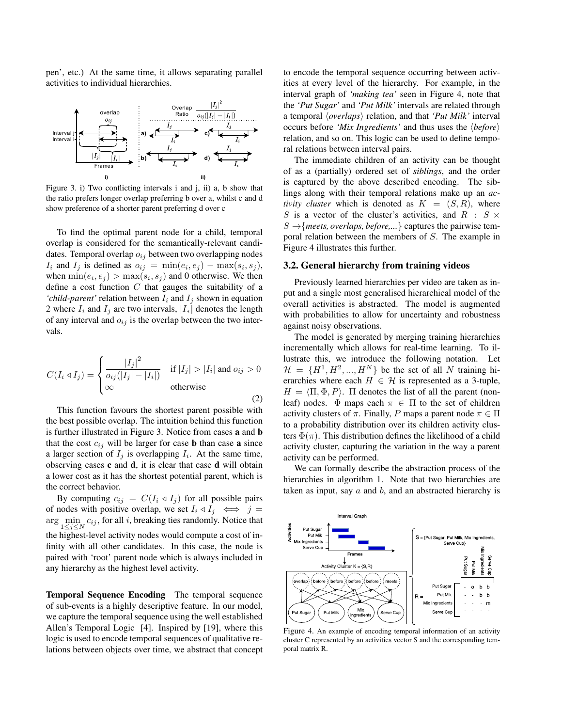pen', etc.) At the same time, it allows separating parallel activities to individual hierarchies.

Figure 3. i) Two conflicting intervals i and j, ii) a, b show that the ratio prefers longer overlap preferring b over a, whilst c and d show preference of a shorter parent preferring d over c

To find the optimal parent node for a child, temporal overlap is considered for the semantically-relevant candidates. Temporal overlap $o_{ij}$ between two overlapping nodes $I_i$ and $I_j$ is defined as $o_{ij} = \min(e_i, e_j) - \max(s_i, s_j)$, when $\min(e_i, e_j) > \max(s_i, s_j)$ and 0 otherwise. We then define a cost function $C$ that gauges the suitability of a *'child-parent'* relation between $I_i$ and $I_j$ shown in equation 2 where $I_i$ and $I_j$ are two intervals, $|I_*|$ denotes the length of any interval and $o_{ij}$ is the overlap between the two intervals.

$$C(I_i \lhd I_j) = \begin{cases} \dfrac{|I_j|^2}{o_{ij}(|I_j| - |I_i|)} & \text{if } |I_j| > |I_i| \text{ and } o_{ij} > 0 \\ \infty & \text{otherwise} \end{cases} \tag{2}$$

This function favours the shortest parent possible with the best possible overlap. The intuition behind this function is further illustrated in Figure 3. Notice from cases **a** and **b** that the cost $c_{ij}$ will be larger for case **b** than case **a** since a larger section of $I_j$ is overlapping $I_i$. At the same time, observing cases **c** and **d**, it is clear that case **d** will obtain a lower cost as it has the shortest potential parent, which is the correct behavior.

By computing $c_{ij} = C(I_i \lhd I_j)$ for all possible pairs of nodes with positive overlap, we set $I_i \lhd I_j \iff j = \arg\min_{1 \leq j \leq N} c_{ij}$, for all $i$, breaking ties randomly. Notice that the highest-level activity nodes would compute a cost of infinity with all other candidates. In this case, the node is paired with 'root' parent node which is always included in any hierarchy as the highest level activity.

**Temporal Sequence Encoding** The temporal sequence of sub-events is a highly descriptive feature. In our model, we capture the temporal sequence using the well established Allen's Temporal Logic [4]. Inspired by [19], where this logic is used to encode temporal sequences of qualitative relations between objects over time, we abstract that concept to encode the temporal sequence occurring between activities at every level of the hierarchy. For example, in the interval graph of *'making tea'* seen in Figure 4, note that the *'Put Sugar'* and *'Put Milk'* intervals are related through a temporal $\langle overlaps \rangle$ relation, and that *'Put Milk'* interval occurs before *'Mix Ingredients'* and thus uses the $\langle before \rangle$ relation, and so on. This logic can be used to define temporal relations between interval pairs.

The immediate children of an activity can be thought of as a (partially) ordered set of *siblings*, and the order is captured by the above described encoding. The siblings along with their temporal relations make up an *activity cluster* which is denoted as $K = (S, R)$, where $S$ is a vector of the cluster's activities, and $R : S \times S \rightarrow$ {*meets, overlaps, before,...*} captures the pairwise temporal relation between the members of $S$. The example in Figure 4 illustrates this further.

## 3.2. General hierarchy from training videos

Previously learned hierarchies per video are taken as input and a single most generalised hierarchical model of the overall activities is abstracted. The model is augmented with probabilities to allow for uncertainty and robustness against noisy observations.

The model is generated by merging training hierarchies incrementally which allows for real-time learning. To illustrate this, we introduce the following notation. Let $\mathcal{H} = \{H^1, H^2, ..., H^N\}$ be the set of all $N$ training hierarchies where each $H \in \mathcal{H}$ is represented as a 3-tuple, $H = \langle \Pi, \Phi, P \rangle$. $\Pi$ denotes the list of all the parent (non-leaf) nodes. $\Phi$ maps each $\pi \in \Pi$ to the set of children activity clusters of $\pi$. Finally, $P$ maps a parent node $\pi \in \Pi$ to a probability distribution over its children activity clusters $\Phi(\pi)$. This distribution defines the likelihood of a child activity cluster, capturing the variation in the way a parent activity can be performed.

We can formally describe the abstraction process of the hierarchies in algorithm 1. Note that two hierarchies are taken as input, say $a$ and $b$, and an abstracted hierarchy is

Figure 4. An example of encoding temporal information of an activity cluster C represented by an activities vector S and the corresponding temporal matrix R.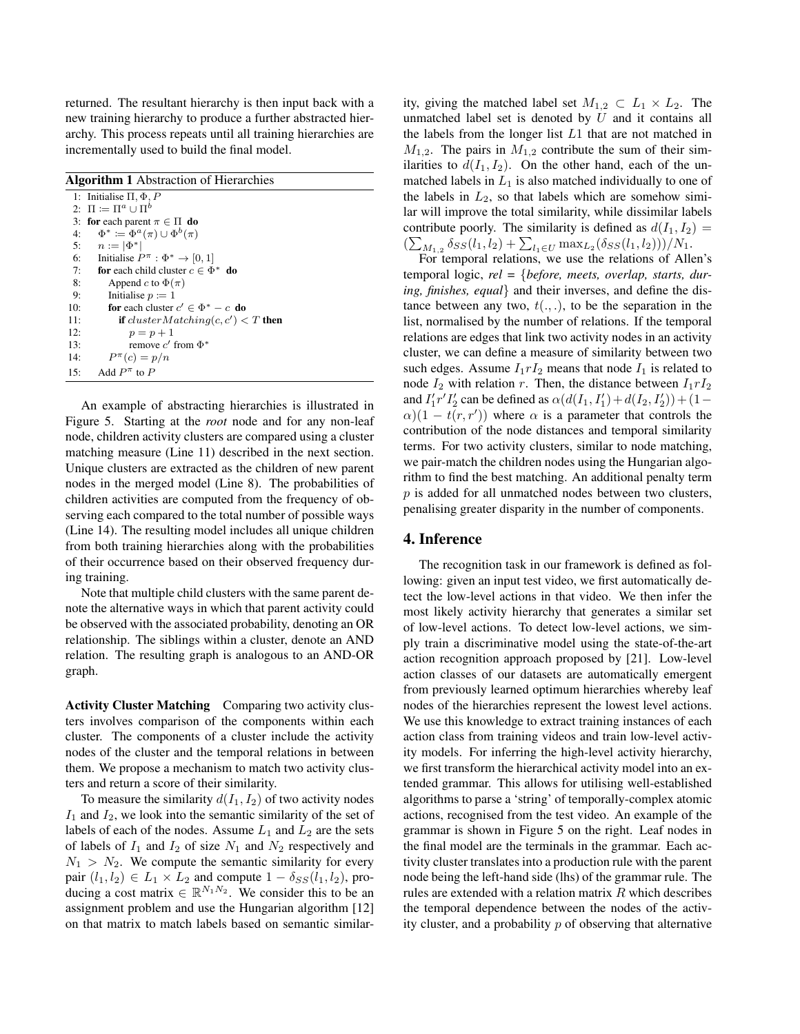returned. The resultant hierarchy is then input back with a new training hierarchy to produce a further abstracted hierarchy. This process repeats until all training hierarchies are incrementally used to build the final model.

**Algorithm 1** Abstraction of Hierarchies

```
1:  Initialise Π, Φ, P
2:  Π := Π^a ∪ Π^b
3:  for each parent π ∈ Π do
4:     Φ* := Φ^a(π) ∪ Φ^b(π)
5:     n := |Φ*|
6:     Initialise P^π : Φ* → [0, 1]
7:     for each child cluster c ∈ Φ* do
8:        Append c to Φ(π)
9:        Initialise p := 1
10:       for each cluster c' ∈ Φ* − c do
11:          if clusterMatching(c, c') < T then
12:             p = p + 1
13:             remove c' from Φ*
14:       P^π(c) = p/n
15:    Add P^π to P
```

An example of abstracting hierarchies is illustrated in Figure 5. Starting at the *root* node and for any non-leaf node, children activity clusters are compared using a cluster matching measure (Line 11) described in the next section. Unique clusters are extracted as the children of new parent nodes in the merged model (Line 8). The probabilities of children activities are computed from the frequency of observing each compared to the total number of possible ways (Line 14). The resulting model includes all unique children from both training hierarchies along with the probabilities of their occurrence based on their observed frequency during training.

Note that multiple child clusters with the same parent denote the alternative ways in which that parent activity could be observed with the associated probability, denoting an OR relationship. The siblings within a cluster, denote an AND relation. The resulting graph is analogous to an AND-OR graph.

**Activity Cluster Matching** Comparing two activity clusters involves comparison of the components within each cluster. The components of a cluster include the activity nodes of the cluster and the temporal relations in between them. We propose a mechanism to match two activity clusters and return a score of their similarity.

To measure the similarity $d(I_1, I_2)$ of two activity nodes $I_1$ and $I_2$, we look into the semantic similarity of the set of labels of each of the nodes. Assume $L_1$ and $L_2$ are the sets of labels of $I_1$ and $I_2$ of size $N_1$ and $N_2$ respectively and $N_1 > N_2$. We compute the semantic similarity for every pair $(l_1, l_2) \in L_1 \times L_2$ and compute $1 - \delta_{SS}(l_1, l_2)$, producing a cost matrix $\in \mathbb{R}^{N_1 N_2}$. We consider this to be an assignment problem and use the Hungarian algorithm [12] on that matrix to match labels based on semantic similarity, giving the matched label set $M_{1,2} \subset L_1 \times L_2$. The unmatched label set is denoted by $U$ and it contains all the labels from the longer list $L1$ that are not matched in $M_{1,2}$. The pairs in $M_{1,2}$ contribute the sum of their similarities to $d(I_1, I_2)$. On the other hand, each of the unmatched labels in $L_1$ is also matched individually to one of the labels in $L_2$, so that labels which are somehow similar will improve the total similarity, while dissimilar labels contribute poorly. The similarity is defined as $d(I_1, I_2) = (\sum_{M_{1,2}} \delta_{SS}(l_1, l_2) + \sum_{l_1 \in U} \max_{L_2}(\delta_{SS}(l_1, l_2)))/N_1$.

For temporal relations, we use the relations of Allen's temporal logic, *rel* = {*before, meets, overlap, starts, during, finishes, equal*} and their inverses, and define the distance between any two, $t(.,.)$, to be the separation in the list, normalised by the number of relations. If the temporal relations are edges that link two activity nodes in an activity cluster, we can define a measure of similarity between two such edges. Assume $I_1 r I_2$ means that node $I_1$ is related to node $I_2$ with relation $r$. Then, the distance between $I_1 r I_2$ and $I_1' r' I_2'$ can be defined as $\alpha(d(I_1, I_1') + d(I_2, I_2')) + (1 - \alpha)(1 - t(r, r'))$ where $\alpha$ is a parameter that controls the contribution of the node distances and temporal similarity terms. For two activity clusters, similar to node matching, we pair-match the children nodes using the Hungarian algorithm to find the best matching. An additional penalty term $p$ is added for all unmatched nodes between two clusters, penalising greater disparity in the number of components.

## 4. Inference

The recognition task in our framework is defined as following: given an input test video, we first automatically detect the low-level actions in that video. We then infer the most likely activity hierarchy that generates a similar set of low-level actions. To detect low-level actions, we simply train a discriminative model using the state-of-the-art action recognition approach proposed by [21]. Low-level action classes of our datasets are automatically emergent from previously learned optimum hierarchies whereby leaf nodes of the hierarchies represent the lowest level actions. We use this knowledge to extract training instances of each action class from training videos and train low-level activity models. For inferring the high-level activity hierarchy, we first transform the hierarchical activity model into an extended grammar. This allows for utilising well-established algorithms to parse a 'string' of temporally-complex atomic actions, recognised from the test video. An example of the grammar is shown in Figure 5 on the right. Leaf nodes in the final model are the terminals in the grammar. Each activity cluster translates into a production rule with the parent node being the left-hand side (lhs) of the grammar rule. The rules are extended with a relation matrix $R$ which describes the temporal dependence between the nodes of the activity cluster, and a probability $p$ of observing that alternative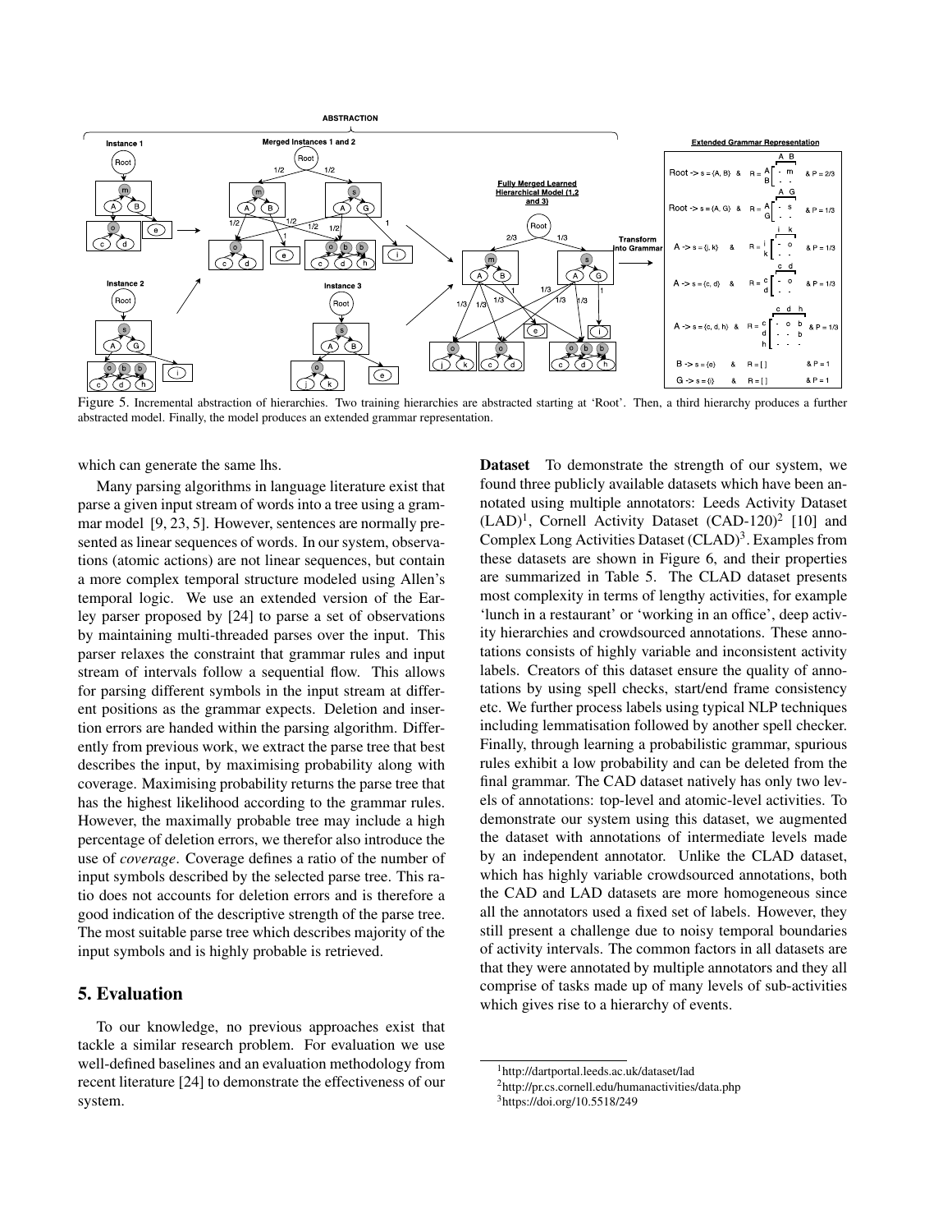Figure 5. Incremental abstraction of hierarchies. Two training hierarchies are abstracted starting at 'Root'. Then, a third hierarchy produces a further abstracted model. Finally, the model produces an extended grammar representation.

which can generate the same lhs.

Many parsing algorithms in language literature exist that parse a given input stream of words into a tree using a grammar model [9, 23, 5]. However, sentences are normally presented as linear sequences of words. In our system, observations (atomic actions) are not linear sequences, but contain a more complex temporal structure modeled using Allen's temporal logic. We use an extended version of the Earley parser proposed by [24] to parse a set of observations by maintaining multi-threaded parses over the input. This parser relaxes the constraint that grammar rules and input stream of intervals follow a sequential flow. This allows for parsing different symbols in the input stream at different positions as the grammar expects. Deletion and insertion errors are handed within the parsing algorithm. Differently from previous work, we extract the parse tree that best describes the input, by maximising probability along with coverage. Maximising probability returns the parse tree that has the highest likelihood according to the grammar rules. However, the maximally probable tree may include a high percentage of deletion errors, we therefor also introduce the use of *coverage*. Coverage defines a ratio of the number of input symbols described by the selected parse tree. This ratio does not accounts for deletion errors and is therefore a good indication of the descriptive strength of the parse tree. The most suitable parse tree which describes majority of the input symbols and is highly probable is retrieved.

## 5. Evaluation

To our knowledge, no previous approaches exist that tackle a similar research problem. For evaluation we use well-defined baselines and an evaluation methodology from recent literature [24] to demonstrate the effectiveness of our system.

**Dataset** To demonstrate the strength of our system, we found three publicly available datasets which have been annotated using multiple annotators: Leeds Activity Dataset (LAD)[1], Cornell Activity Dataset (CAD-120)[2] [10] and Complex Long Activities Dataset (CLAD)[3]. Examples from these datasets are shown in Figure 6, and their properties are summarized in Table 5. The CLAD dataset presents most complexity in terms of lengthy activities, for example 'lunch in a restaurant' or 'working in an office', deep activity hierarchies and crowdsourced annotations. These annotations consists of highly variable and inconsistent activity labels. Creators of this dataset ensure the quality of annotations by using spell checks, start/end frame consistency etc. We further process labels using typical NLP techniques including lemmatisation followed by another spell checker. Finally, through learning a probabilistic grammar, spurious rules exhibit a low probability and can be deleted from the final grammar. The CAD dataset natively has only two levels of annotations: top-level and atomic-level activities. To demonstrate our system using this dataset, we augmented the dataset with annotations of intermediate levels made by an independent annotator. Unlike the CLAD dataset, which has highly variable crowdsourced annotations, both the CAD and LAD datasets are more homogeneous since all the annotators used a fixed set of labels. However, they still present a challenge due to noisy temporal boundaries of activity intervals. The common factors in all datasets are that they were annotated by multiple annotators and they all comprise of tasks made up of many levels of sub-activities which gives rise to a hierarchy of events.

[1] http://dartportal.leeds.ac.uk/dataset/lad

[2] http://pr.cs.cornell.edu/humanactivities/data.php

[3] https://doi.org/10.5518/249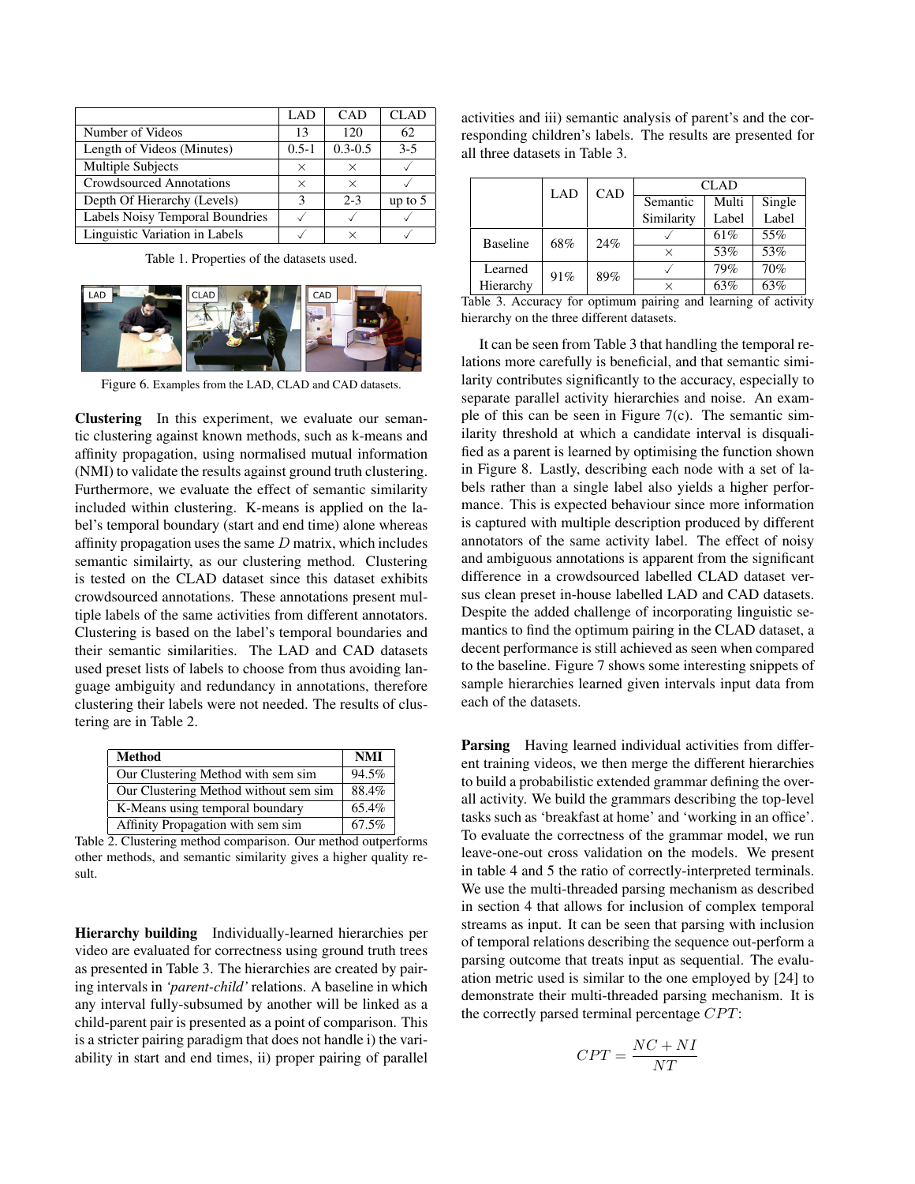| | LAD | CAD | CLAD |
|---|---|---|---|
| Number of Videos | 13 | 120 | 62 |
| Length of Videos (Minutes) | 0.5-1 | 0.3-0.5 | 3-5 |
| Multiple Subjects | × | × | ✓ |
| Crowdsourced Annotations | × | × | ✓ |
| Depth Of Hierarchy (Levels) | 3 | 2-3 | up to 5 |
| Labels Noisy Temporal Boundries | ✓ | ✓ | ✓ |
| Linguistic Variation in Labels | ✓ | × | ✓ |

Table 1. Properties of the datasets used.

Figure 6. Examples from the LAD, CLAD and CAD datasets.

**Clustering** In this experiment, we evaluate our semantic clustering against known methods, such as k-means and affinity propagation, using normalised mutual information (NMI) to validate the results against ground truth clustering. Furthermore, we evaluate the effect of semantic similarity included within clustering. K-means is applied on the label's temporal boundary (start and end time) alone whereas affinity propagation uses the same $D$ matrix, which includes semantic similairty, as our clustering method. Clustering is tested on the CLAD dataset since this dataset exhibits crowdsourced annotations. These annotations present multiple labels of the same activities from different annotators. Clustering is based on the label's temporal boundaries and their semantic similarities. The LAD and CAD datasets used preset lists of labels to choose from thus avoiding language ambiguity and redundancy in annotations, therefore clustering their labels were not needed. The results of clustering are in Table 2.

| Method | NMI |
|---|---|
| Our Clustering Method with sem sim | 94.5% |
| Our Clustering Method without sem sim | 88.4% |
| K-Means using temporal boundary | 65.4% |
| Affinity Propagation with sem sim | 67.5% |

Table 2. Clustering method comparison. Our method outperforms other methods, and semantic similarity gives a higher quality result.

**Hierarchy building** Individually-learned hierarchies per video are evaluated for correctness using ground truth trees as presented in Table 3. The hierarchies are created by pairing intervals in *'parent-child'* relations. A baseline in which any interval fully-subsumed by another will be linked as a child-parent pair is presented as a point of comparison. This is a stricter pairing paradigm that does not handle i) the variability in start and end times, ii) proper pairing of parallel activities and iii) semantic analysis of parent's and the corresponding children's labels. The results are presented for all three datasets in Table 3.

| | LAD | CAD | CLAD | | |
|---|---|---|---|---|---|
| | | | Semantic Similarity | Multi Label | Single Label |
| Baseline | 68% | 24% | ✓ | 61% | 55% |
| | | | × | 53% | 53% |
| Learned Hierarchy | 91% | 89% | ✓ | 79% | 70% |
| | | | × | 63% | 63% |

Table 3. Accuracy for optimum pairing and learning of activity hierarchy on the three different datasets.

It can be seen from Table 3 that handling the temporal relations more carefully is beneficial, and that semantic similarity contributes significantly to the accuracy, especially to separate parallel activity hierarchies and noise. An example of this can be seen in Figure 7(c). The semantic similarity threshold at which a candidate interval is disqualified as a parent is learned by optimising the function shown in Figure 8. Lastly, describing each node with a set of labels rather than a single label also yields a higher performance. This is expected behaviour since more information is captured with multiple description produced by different annotators of the same activity label. The effect of noisy and ambiguous annotations is apparent from the significant difference in a crowdsourced labelled CLAD dataset versus clean preset in-house labelled LAD and CAD datasets. Despite the added challenge of incorporating linguistic semantics to find the optimum pairing in the CLAD dataset, a decent performance is still achieved as seen when compared to the baseline. Figure 7 shows some interesting snippets of sample hierarchies learned given intervals input data from each of the datasets.

**Parsing** Having learned individual activities from different training videos, we then merge the different hierarchies to build a probabilistic extended grammar defining the overall activity. We build the grammars describing the top-level tasks such as 'breakfast at home' and 'working in an office'. To evaluate the correctness of the grammar model, we run leave-one-out cross validation on the models. We present in table 4 and 5 the ratio of correctly-interpreted terminals. We use the multi-threaded parsing mechanism as described in section 4 that allows for inclusion of complex temporal streams as input. It can be seen that parsing with inclusion of temporal relations describing the sequence out-perform a parsing outcome that treats input as sequential. The evaluation metric used is similar to the one employed by [24] to demonstrate their multi-threaded parsing mechanism. It is the correctly parsed terminal percentage $CPT$:

$$CPT = \frac{NC + NI}{NT}$$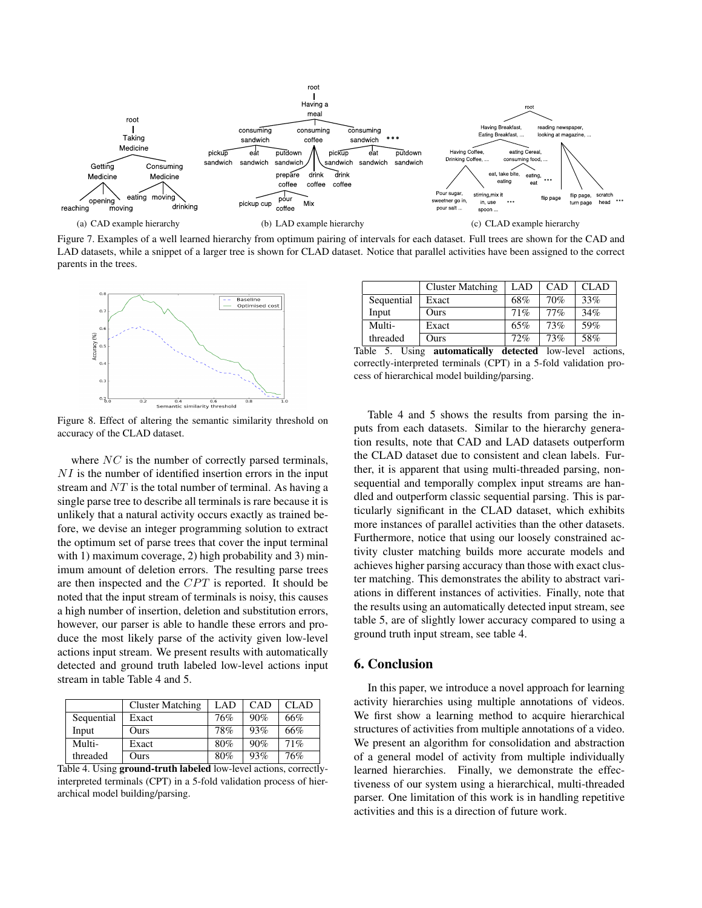(a) CAD example hierarchy

(b) LAD example hierarchy

(c) CLAD example hierarchy

Figure 7. Examples of a well learned hierarchy from optimum pairing of intervals for each dataset. Full trees are shown for the CAD and LAD datasets, while a snippet of a larger tree is shown for CLAD dataset. Notice that parallel activities have been assigned to the correct parents in the trees.

Figure 8. Effect of altering the semantic similarity threshold on accuracy of the CLAD dataset.

where $NC$ is the number of correctly parsed terminals, $NI$ is the number of identified insertion errors in the input stream and $NT$ is the total number of terminal. As having a single parse tree to describe all terminals is rare because it is unlikely that a natural activity occurs exactly as trained before, we devise an integer programming solution to extract the optimum set of parse trees that cover the input terminal with 1) maximum coverage, 2) high probability and 3) minimum amount of deletion errors. The resulting parse trees are then inspected and the $CPT$ is reported. It should be noted that the input stream of terminals is noisy, this causes a high number of insertion, deletion and substitution errors, however, our parser is able to handle these errors and produce the most likely parse of the activity given low-level actions input stream. We present results with automatically detected and ground truth labeled low-level actions input stream in table Table 4 and 5.

| | Cluster Matching | LAD | CAD | CLAD |
|---|---|---|---|---|
| Sequential Input | Exact | 76% | 90% | 66% |
| | Ours | 78% | 93% | 66% |
| Multi-threaded | Exact | 80% | 90% | 71% |
| | Ours | 80% | 93% | 76% |

Table 4. Using **ground-truth labeled** low-level actions, correctly-interpreted terminals (CPT) in a 5-fold validation process of hierarchical model building/parsing.

| | Cluster Matching | LAD | CAD | CLAD |
|---|---|---|---|---|
| Sequential Input | Exact | 68% | 70% | 33% |
| | Ours | 71% | 77% | 34% |
| Multi-threaded | Exact | 65% | 73% | 59% |
| | Ours | 72% | 73% | 58% |

Table 5. Using **automatically detected** low-level actions, correctly-interpreted terminals (CPT) in a 5-fold validation process of hierarchical model building/parsing.

Table 4 and 5 shows the results from parsing the inputs from each datasets. Similar to the hierarchy generation results, note that CAD and LAD datasets outperform the CLAD dataset due to consistent and clean labels. Further, it is apparent that using multi-threaded parsing, non-sequential and temporally complex input streams are handled and outperform classic sequential parsing. This is particularly significant in the CLAD dataset, which exhibits more instances of parallel activities than the other datasets. Furthermore, notice that using our loosely constrained activity cluster matching builds more accurate models and achieves higher parsing accuracy than those with exact cluster matching. This demonstrates the ability to abstract variations in different instances of activities. Finally, note that the results using an automatically detected input stream, see table 5, are of slightly lower accuracy compared to using a ground truth input stream, see table 4.

## 6. Conclusion

In this paper, we introduce a novel approach for learning activity hierarchies using multiple annotations of videos. We first show a learning method to acquire hierarchical structures of activities from multiple annotations of a video. We present an algorithm for consolidation and abstraction of a general model of activity from multiple individually learned hierarchies. Finally, we demonstrate the effectiveness of our system using a hierarchical, multi-threaded parser. One limitation of this work is in handling repetitive activities and this is a direction of future work.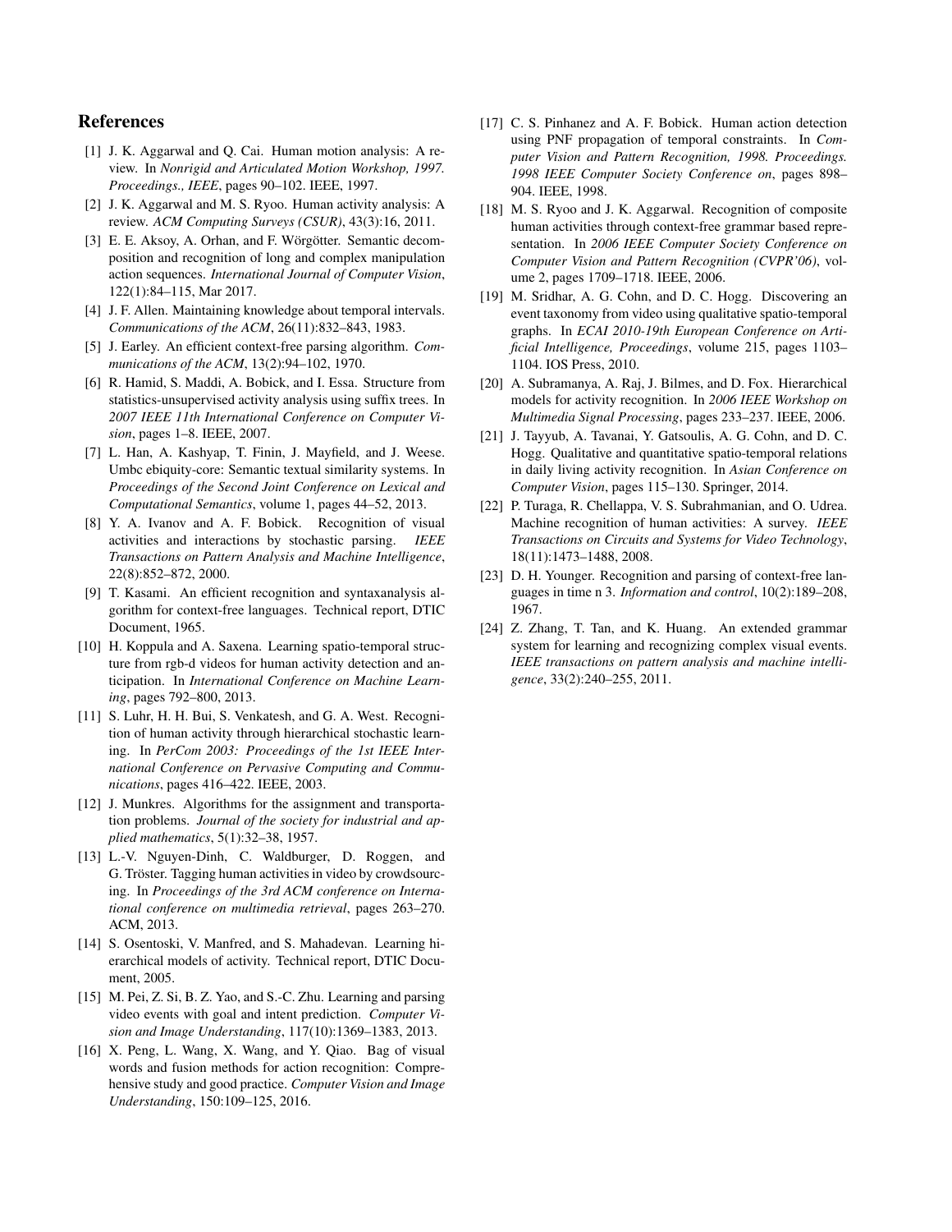## References

[1] J. K. Aggarwal and Q. Cai. Human motion analysis: A review. In *Nonrigid and Articulated Motion Workshop, 1997. Proceedings., IEEE*, pages 90–102. IEEE, 1997.

[2] J. K. Aggarwal and M. S. Ryoo. Human activity analysis: A review. *ACM Computing Surveys (CSUR)*, 43(3):16, 2011.

[3] E. E. Aksoy, A. Orhan, and F. Wörgötter. Semantic decomposition and recognition of long and complex manipulation action sequences. *International Journal of Computer Vision*, 122(1):84–115, Mar 2017.

[4] J. F. Allen. Maintaining knowledge about temporal intervals. *Communications of the ACM*, 26(11):832–843, 1983.

[5] J. Earley. An efficient context-free parsing algorithm. *Communications of the ACM*, 13(2):94–102, 1970.

[6] R. Hamid, S. Maddi, A. Bobick, and I. Essa. Structure from statistics-unsupervised activity analysis using suffix trees. In *2007 IEEE 11th International Conference on Computer Vision*, pages 1–8. IEEE, 2007.

[7] L. Han, A. Kashyap, T. Finin, J. Mayfield, and J. Weese. Umbc ebiquity-core: Semantic textual similarity systems. In *Proceedings of the Second Joint Conference on Lexical and Computational Semantics*, volume 1, pages 44–52, 2013.

[8] Y. A. Ivanov and A. F. Bobick. Recognition of visual activities and interactions by stochastic parsing. *IEEE Transactions on Pattern Analysis and Machine Intelligence*, 22(8):852–872, 2000.

[9] T. Kasami. An efficient recognition and syntaxanalysis algorithm for context-free languages. Technical report, DTIC Document, 1965.

[10] H. Koppula and A. Saxena. Learning spatio-temporal structure from rgb-d videos for human activity detection and anticipation. In *International Conference on Machine Learning*, pages 792–800, 2013.

[11] S. Luhr, H. H. Bui, S. Venkatesh, and G. A. West. Recognition of human activity through hierarchical stochastic learning. In *PerCom 2003: Proceedings of the 1st IEEE International Conference on Pervasive Computing and Communications*, pages 416–422. IEEE, 2003.

[12] J. Munkres. Algorithms for the assignment and transportation problems. *Journal of the society for industrial and applied mathematics*, 5(1):32–38, 1957.

[13] L.-V. Nguyen-Dinh, C. Waldburger, D. Roggen, and G. Tröster. Tagging human activities in video by crowdsourcing. In *Proceedings of the 3rd ACM conference on International conference on multimedia retrieval*, pages 263–270. ACM, 2013.

[14] S. Osentoski, V. Manfred, and S. Mahadevan. Learning hierarchical models of activity. Technical report, DTIC Document, 2005.

[15] M. Pei, Z. Si, B. Z. Yao, and S.-C. Zhu. Learning and parsing video events with goal and intent prediction. *Computer Vision and Image Understanding*, 117(10):1369–1383, 2013.

[16] X. Peng, L. Wang, X. Wang, and Y. Qiao. Bag of visual words and fusion methods for action recognition: Comprehensive study and good practice. *Computer Vision and Image Understanding*, 150:109–125, 2016.

[17] C. S. Pinhanez and A. F. Bobick. Human action detection using PNF propagation of temporal constraints. In *Computer Vision and Pattern Recognition, 1998. Proceedings. 1998 IEEE Computer Society Conference on*, pages 898–904. IEEE, 1998.

[18] M. S. Ryoo and J. K. Aggarwal. Recognition of composite human activities through context-free grammar based representation. In *2006 IEEE Computer Society Conference on Computer Vision and Pattern Recognition (CVPR'06)*, volume 2, pages 1709–1718. IEEE, 2006.

[19] M. Sridhar, A. G. Cohn, and D. C. Hogg. Discovering an event taxonomy from video using qualitative spatio-temporal graphs. In *ECAI 2010-19th European Conference on Artificial Intelligence, Proceedings*, volume 215, pages 1103–1104. IOS Press, 2010.

[20] A. Subramanya, A. Raj, J. Bilmes, and D. Fox. Hierarchical models for activity recognition. In *2006 IEEE Workshop on Multimedia Signal Processing*, pages 233–237. IEEE, 2006.

[21] J. Tayyub, A. Tavanai, Y. Gatsoulis, A. G. Cohn, and D. C. Hogg. Qualitative and quantitative spatio-temporal relations in daily living activity recognition. In *Asian Conference on Computer Vision*, pages 115–130. Springer, 2014.

[22] P. Turaga, R. Chellappa, V. S. Subrahmanian, and O. Udrea. Machine recognition of human activities: A survey. *IEEE Transactions on Circuits and Systems for Video Technology*, 18(11):1473–1488, 2008.

[23] D. H. Younger. Recognition and parsing of context-free languages in time n 3. *Information and control*, 10(2):189–208, 1967.

[24] Z. Zhang, T. Tan, and K. Huang. An extended grammar system for learning and recognizing complex visual events. *IEEE transactions on pattern analysis and machine intelligence*, 33(2):240–255, 2011.